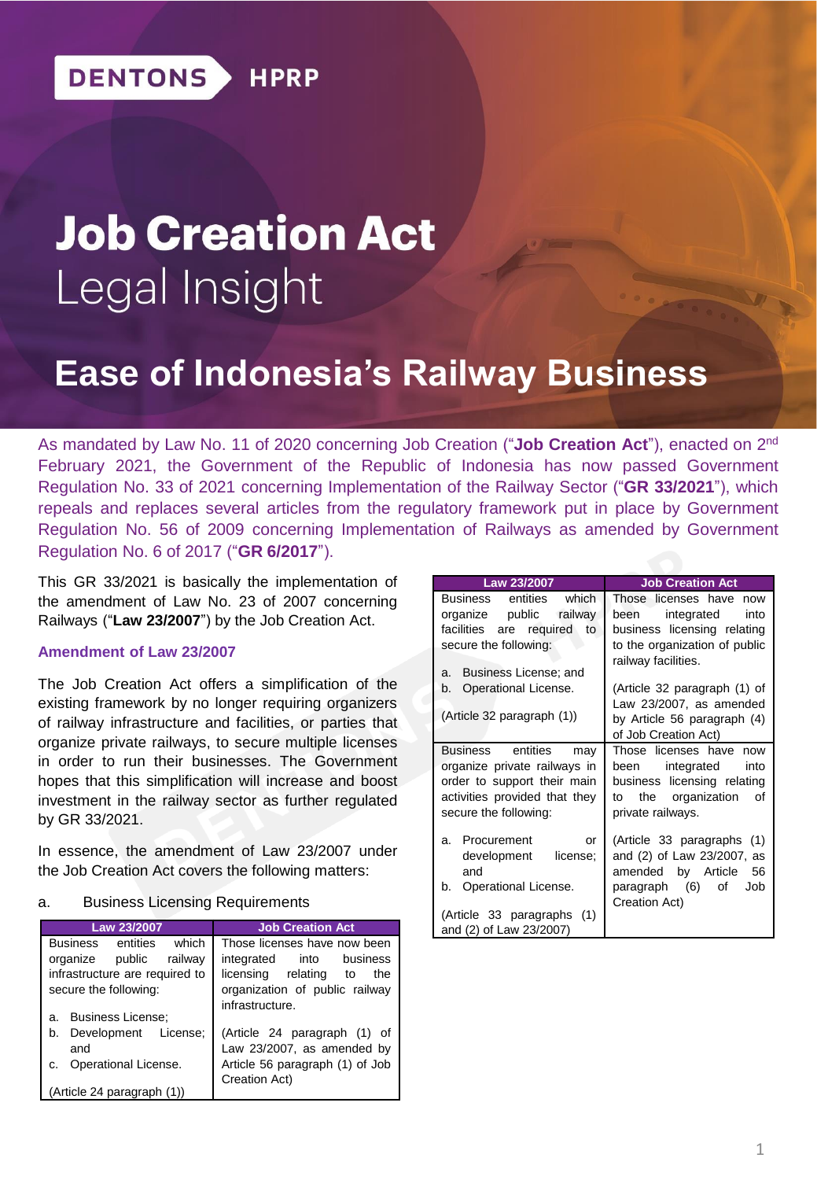DENTONS HPRP

# Job Creation Act
Legal Insight

## Ease of Indonesia's Railway Business

As mandated by Law No. 11 of 2020 concerning Job Creation ("**Job Creation Act**"), enacted on 2nd February 2021, the Government of the Republic of Indonesia has now passed Government Regulation No. 33 of 2021 concerning Implementation of the Railway Sector ("**GR 33/2021**"), which repeals and replaces several articles from the regulatory framework put in place by Government Regulation No. 56 of 2009 concerning Implementation of Railways as amended by Government Regulation No. 6 of 2017 ("**GR 6/2017**").

This GR 33/2021 is basically the implementation of the amendment of Law No. 23 of 2007 concerning Railways ("**Law 23/2007**") by the Job Creation Act.

### Amendment of Law 23/2007

The Job Creation Act offers a simplification of the existing framework by no longer requiring organizers of railway infrastructure and facilities, or parties that organize private railways, to secure multiple licenses in order to run their businesses. The Government hopes that this simplification will increase and boost investment in the railway sector as further regulated by GR 33/2021.

In essence, the amendment of Law 23/2007 under the Job Creation Act covers the following matters:

a. Business Licensing Requirements

| Law 23/2007 | Job Creation Act |
|---|---|
| Business entities which organize public railway infrastructure are required to secure the following:<br><br>a. Business License;<br>b. Development License; and<br>c. Operational License.<br><br>(Article 24 paragraph (1)) | Those licenses have now been integrated into business licensing relating to the organization of public railway infrastructure.<br><br>(Article 24 paragraph (1) of Law 23/2007, as amended by Article 56 paragraph (1) of Job Creation Act) |
| Business entities which organize public railway facilities are required to secure the following:<br><br>a. Business License; and<br>b. Operational License.<br><br>(Article 32 paragraph (1)) | Those licenses have now been integrated into business licensing relating to the organization of public railway facilities.<br><br>(Article 32 paragraph (1) of Law 23/2007, as amended by Article 56 paragraph (4) of Job Creation Act) |
| Business entities may organize private railways in order to support their main activities provided that they secure the following:<br><br>a. Procurement or development license; and<br>b. Operational License.<br><br>(Article 33 paragraphs (1) and (2) of Law 23/2007) | Those licenses have now been integrated into business licensing relating to the organization of private railways.<br><br>(Article 33 paragraphs (1) and (2) of Law 23/2007, as amended by Article 56 paragraph (6) of Job Creation Act) |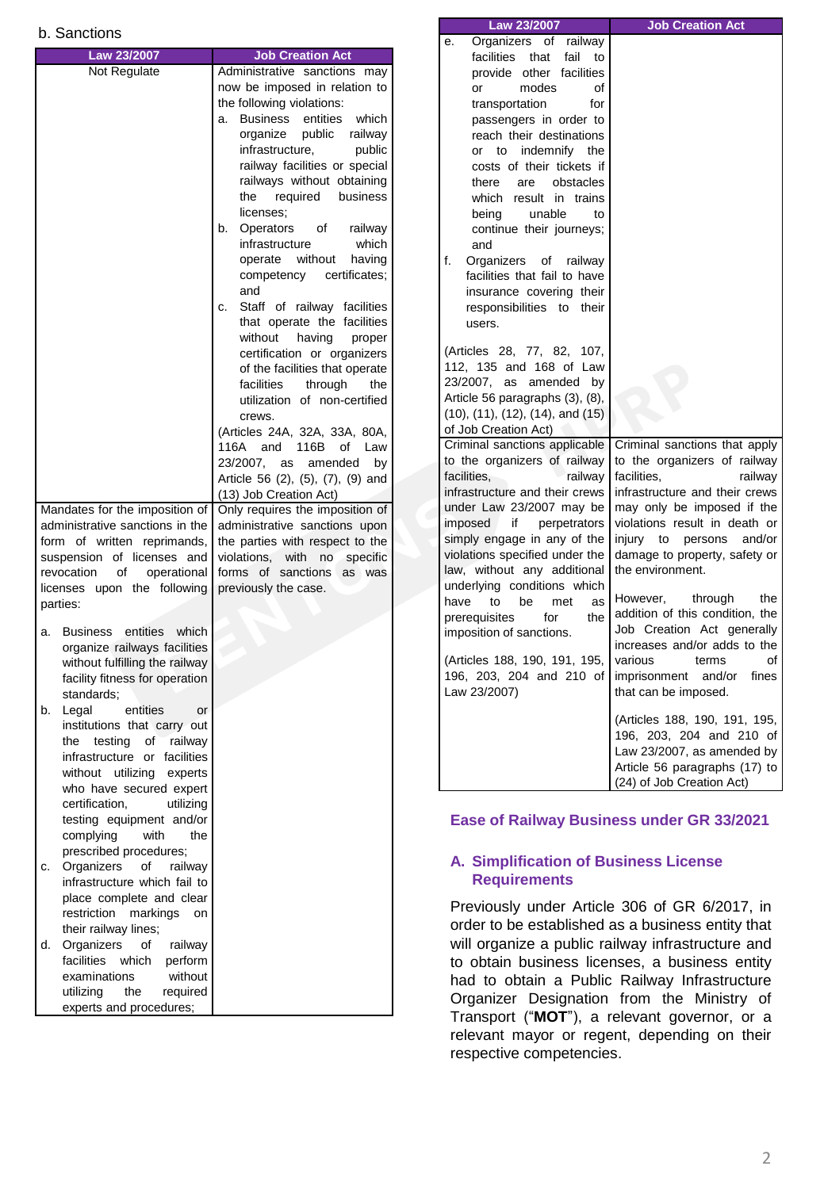b. Sanctions

| Law 23/2007 | Job Creation Act |
|---|---|
| Not Regulate | Administrative sanctions may now be imposed in relation to the following violations:<br>a. Business entities which organize public railway infrastructure, public railway facilities or special railways without obtaining the required business licenses;<br>b. Operators of railway infrastructure which operate without having competency certificates; and<br>c. Staff of railway facilities that operate the facilities without having proper certification or organizers of the facilities that operate the facilities through the utilization of non-certified crews.<br>(Articles 24A, 32A, 33A, 80A, 116A and 116B of Law 23/2007, as amended by Article 56 (2), (5), (7), (9) and (13) Job Creation Act) |
| Mandates for the imposition of administrative sanctions in the form of written reprimands, suspension of licenses and revocation of operational licenses upon the following parties:<br>a. Business entities which organize railways facilities without fulfilling the railway facility fitness for operation standards;<br>b. Legal entities or institutions that carry out the testing of railway infrastructure or facilities without utilizing experts who have secured expert certification, utilizing testing equipment and/or complying with the prescribed procedures;<br>c. Organizers of railway infrastructure which fail to place complete and clear restriction markings on their railway lines;<br>d. Organizers of railway facilities which perform examinations without utilizing the required experts and procedures;<br>e. Organizers of railway facilities that fail to provide other facilities or modes of transportation for passengers in order to reach their destinations or to indemnify the costs of their tickets if there are obstacles which result in trains being unable to continue their journeys; and<br>f. Organizers of railway facilities that fail to have insurance covering their responsibilities to their users.<br>(Articles 28, 77, 82, 107, 112, 135 and 168 of Law 23/2007, as amended by Article 56 paragraphs (3), (8), (10), (11), (12), (14), and (15) of Job Creation Act) | Only requires the imposition of administrative sanctions upon the parties with respect to the violations, with no specific forms of sanctions as was previously the case. |
| Criminal sanctions applicable to the organizers of railway facilities, railway infrastructure and their crews under Law 23/2007 may be imposed if perpetrators simply engage in any of the violations specified under the law, without any additional underlying conditions which have to be met as prerequisites for the imposition of sanctions.<br>(Articles 188, 190, 191, 195, 196, 203, 204 and 210 of Law 23/2007) | Criminal sanctions that apply to the organizers of railway facilities, railway infrastructure and their crews may only be imposed if the violations result in death or injury to persons and/or damage to property, safety or the environment.<br>However, through the addition of this condition, the Job Creation Act generally increases and/or adds to the various terms of imprisonment and/or fines that can be imposed.<br>(Articles 188, 190, 191, 195, 196, 203, 204 and 210 of Law 23/2007, as amended by Article 56 paragraphs (17) to (24) of Job Creation Act) |

## Ease of Railway Business under GR 33/2021

### A. Simplification of Business License Requirements

Previously under Article 306 of GR 6/2017, in order to be established as a business entity that will organize a public railway infrastructure and to obtain business licenses, a business entity had to obtain a Public Railway Infrastructure Organizer Designation from the Ministry of Transport ("**MOT**"), a relevant governor, or a relevant mayor or regent, depending on their respective competencies.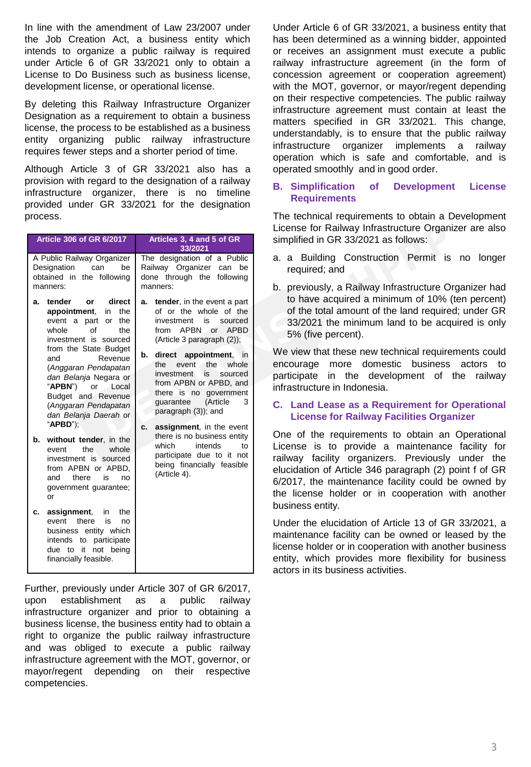In line with the amendment of Law 23/2007 under the Job Creation Act, a business entity which intends to organize a public railway is required under Article 6 of GR 33/2021 only to obtain a License to Do Business such as business license, development license, or operational license.

By deleting this Railway Infrastructure Organizer Designation as a requirement to obtain a business license, the process to be established as a business entity organizing public railway infrastructure requires fewer steps and a shorter period of time.

Although Article 3 of GR 33/2021 also has a provision with regard to the designation of a railway infrastructure organizer, there is no timeline provided under GR 33/2021 for the designation process.

| Article 306 of GR 6/2017 | Articles 3, 4 and 5 of GR 33/2021 |
|---|---|
| A Public Railway Organizer Designation can be obtained in the following manners:<br><br>a. **tender or direct appointment**, in the event a part or the whole of the investment is sourced from the State Budget and Revenue (*Anggaran Pendapatan dan Belanja* Negara or "**APBN**") or Local Budget and Revenue (*Anggaran Pendapatan dan Belanja Daerah* or "**APBD**");<br><br>b. **without tender**, in the event the whole investment is sourced from APBN or APBD, and there is no government guarantee; or<br><br>c. **assignment**, in the event there is no business entity which intends to participate due to it not being financially feasible. | The designation of a Public Railway Organizer can be done through the following manners:<br><br>a. **tender**, in the event a part of or the whole of the investment is sourced from APBN or APBD (Article 3 paragraph (2));<br><br>b. **direct appointment**, in the event the whole investment is sourced from APBN or APBD, and there is no government guarantee (Article 3 paragraph (3)); and<br><br>c. **assignment**, in the event there is no business entity which intends to participate due to it not being financially feasible (Article 4). |

Further, previously under Article 307 of GR 6/2017, upon establishment as a public railway infrastructure organizer and prior to obtaining a business license, the business entity had to obtain a right to organize the public railway infrastructure and was obliged to execute a public railway infrastructure agreement with the MOT, governor, or mayor/regent depending on their respective competencies.

Under Article 6 of GR 33/2021, a business entity that has been determined as a winning bidder, appointed or receives an assignment must execute a public railway infrastructure agreement (in the form of concession agreement or cooperation agreement) with the MOT, governor, or mayor/regent depending on their respective competencies. The public railway infrastructure agreement must contain at least the matters specified in GR 33/2021. This change, understandably, is to ensure that the public railway infrastructure organizer implements a railway operation which is safe and comfortable, and is operated smoothly and in good order.

## B. Simplification of Development License Requirements

The technical requirements to obtain a Development License for Railway Infrastructure Organizer are also simplified in GR 33/2021 as follows:

a. a Building Construction Permit is no longer required; and

b. previously, a Railway Infrastructure Organizer had to have acquired a minimum of 10% (ten percent) of the total amount of the land required; under GR 33/2021 the minimum land to be acquired is only 5% (five percent).

We view that these new technical requirements could encourage more domestic business actors to participate in the development of the railway infrastructure in Indonesia.

## C. Land Lease as a Requirement for Operational License for Railway Facilities Organizer

One of the requirements to obtain an Operational License is to provide a maintenance facility for railway facility organizers. Previously under the elucidation of Article 346 paragraph (2) point f of GR 6/2017, the maintenance facility could be owned by the license holder or in cooperation with another business entity.

Under the elucidation of Article 13 of GR 33/2021, a maintenance facility can be owned or leased by the license holder or in cooperation with another business entity, which provides more flexibility for business actors in its business activities.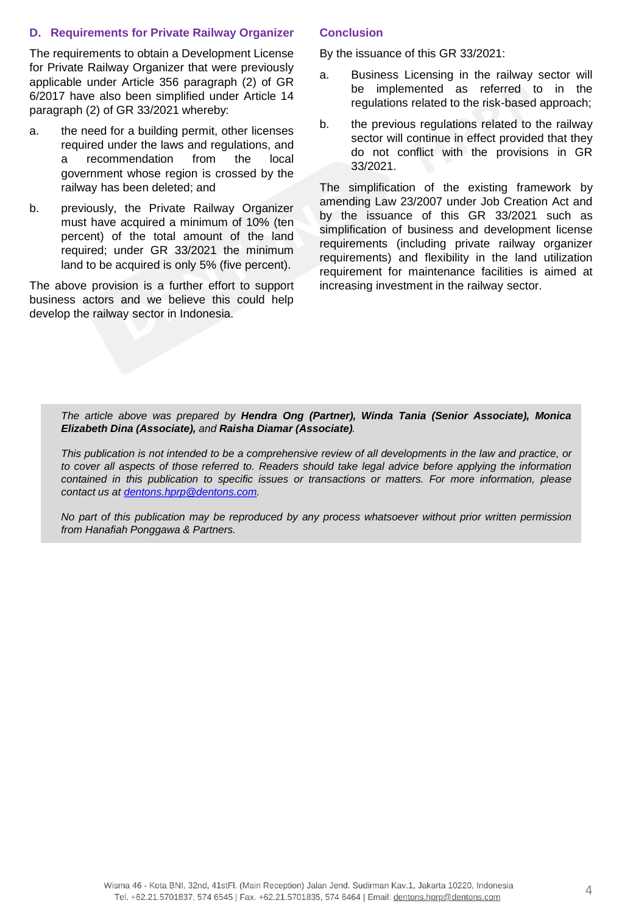### D. Requirements for Private Railway Organizer

The requirements to obtain a Development License for Private Railway Organizer that were previously applicable under Article 356 paragraph (2) of GR 6/2017 have also been simplified under Article 14 paragraph (2) of GR 33/2021 whereby:

a. the need for a building permit, other licenses required under the laws and regulations, and a recommendation from the local government whose region is crossed by the railway has been deleted; and

b. previously, the Private Railway Organizer must have acquired a minimum of 10% (ten percent) of the total amount of the land required; under GR 33/2021 the minimum land to be acquired is only 5% (five percent).

The above provision is a further effort to support business actors and we believe this could help develop the railway sector in Indonesia.

### Conclusion

By the issuance of this GR 33/2021:

a. Business Licensing in the railway sector will be implemented as referred to in the regulations related to the risk-based approach;

b. the previous regulations related to the railway sector will continue in effect provided that they do not conflict with the provisions in GR 33/2021.

The simplification of the existing framework by amending Law 23/2007 under Job Creation Act and by the issuance of this GR 33/2021 such as simplification of business and development license requirements (including private railway organizer requirements) and flexibility in the land utilization requirement for maintenance facilities is aimed at increasing investment in the railway sector.

*The article above was prepared by* ***Hendra Ong (Partner), Winda Tania (Senior Associate), Monica Elizabeth Dina (Associate),*** *and* ***Raisha Diamar (Associate)****.*

*This publication is not intended to be a comprehensive review of all developments in the law and practice, or to cover all aspects of those referred to. Readers should take legal advice before applying the information contained in this publication to specific issues or transactions or matters. For more information, please contact us at dentons.hprp@dentons.com.*

*No part of this publication may be reproduced by any process whatsoever without prior written permission from Hanafiah Ponggawa & Partners.*

Wisma 46 - Kota BNI, 32nd, 41stFl. (Main Reception) Jalan Jend. Sudirman Kav.1, Jakarta 10220, Indonesia
Tel. +62.21.5701837, 574 6545 | Fax. +62.21.5701835, 574 6464 | Email: dentons.hprp@dentons.com